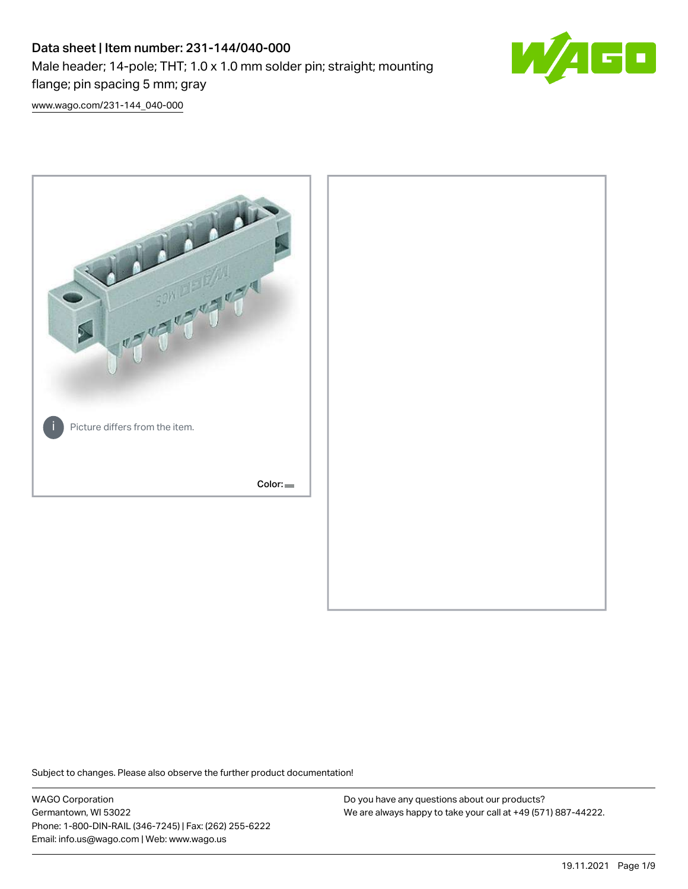# Data sheet | Item number: 231-144/040-000

Male header; 14-pole; THT; 1.0 x 1.0 mm solder pin; straight; mounting flange; pin spacing 5 mm; gray

www.wago.com/231-144_040-000

Picture differs from the item.

Color:

Subject to changes. Please also observe the further product documentation!

WAGO Corporation
Germantown, WI 53022
Phone: 1-800-DIN-RAIL (346-7245) | Fax: (262) 255-6222
Email: info.us@wago.com | Web: www.wago.us

Do you have any questions about our products?
We are always happy to take your call at +49 (571) 887-44222.

19.11.2021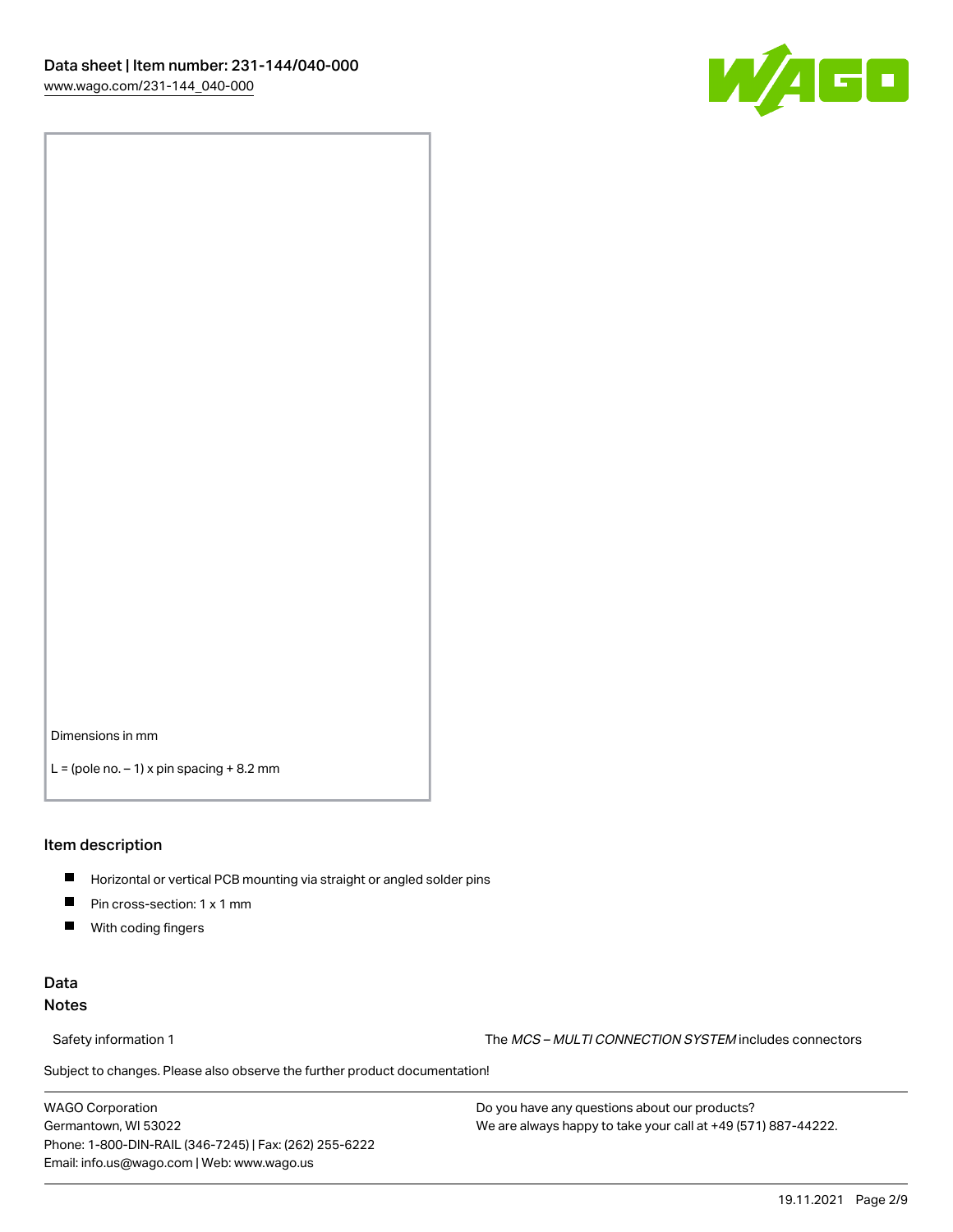Dimensions in mm

L = (pole no. − 1) x pin spacing + 8.2 mm

## Item description

- Horizontal or vertical PCB mounting via straight or angled solder pins
- Pin cross-section: 1 x 1 mm
- With coding fingers

## Data

### Notes

Safety information 1 The *MCS – MULTI CONNECTION SYSTEM* includes connectors

Subject to changes. Please also observe the further product documentation!

WAGO Corporation
Germantown, WI 53022
Phone: 1-800-DIN-RAIL (346-7245) | Fax: (262) 255-6222
Email: info.us@wago.com | Web: www.wago.us

Do you have any questions about our products?
We are always happy to take your call at +49 (571) 887-44222.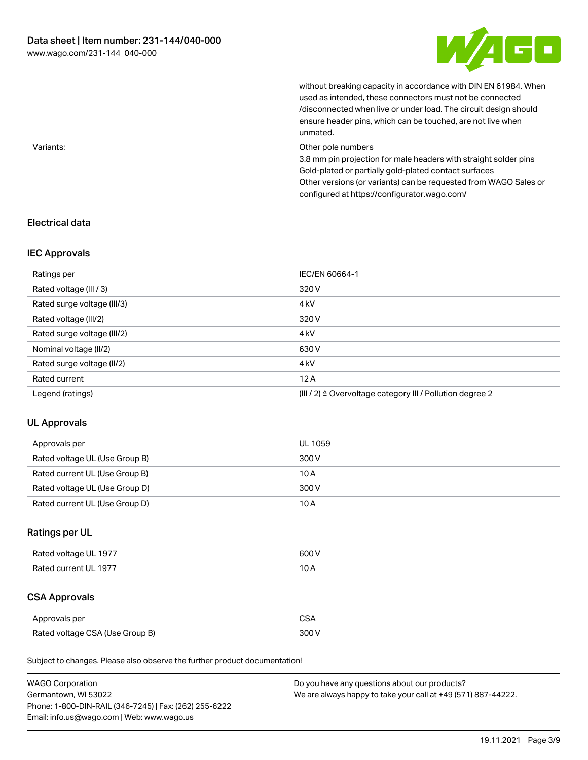|  | without breaking capacity in accordance with DIN EN 61984. When used as intended, these connectors must not be connected /disconnected when live or under load. The circuit design should ensure header pins, which can be touched, are not live when unmated. |
| --- | --- |
| Variants: | Other pole numbers<br>3.8 mm pin projection for male headers with straight solder pins<br>Gold-plated or partially gold-plated contact surfaces<br>Other versions (or variants) can be requested from WAGO Sales or configured at https://configurator.wago.com/ |

## Electrical data

### IEC Approvals

| Ratings per | IEC/EN 60664-1 |
| --- | --- |
| Rated voltage (III / 3) | 320 V |
| Rated surge voltage (III/3) | 4 kV |
| Rated voltage (III/2) | 320 V |
| Rated surge voltage (III/2) | 4 kV |
| Nominal voltage (II/2) | 630 V |
| Rated surge voltage (II/2) | 4 kV |
| Rated current | 12 A |
| Legend (ratings) | (III / 2) ≙ Overvoltage category III / Pollution degree 2 |

### UL Approvals

| Approvals per | UL 1059 |
| --- | --- |
| Rated voltage UL (Use Group B) | 300 V |
| Rated current UL (Use Group B) | 10 A |
| Rated voltage UL (Use Group D) | 300 V |
| Rated current UL (Use Group D) | 10 A |

### Ratings per UL

| Rated voltage UL 1977 | 600 V |
| --- | --- |
| Rated current UL 1977 | 10 A |

### CSA Approvals

| Approvals per | CSA |
| --- | --- |
| Rated voltage CSA (Use Group B) | 300 V |

Subject to changes. Please also observe the further product documentation!

WAGO Corporation
Germantown, WI 53022
Phone: 1-800-DIN-RAIL (346-7245) | Fax: (262) 255-6222
Email: info.us@wago.com | Web: www.wago.us

Do you have any questions about our products?
We are always happy to take your call at +49 (571) 887-44222.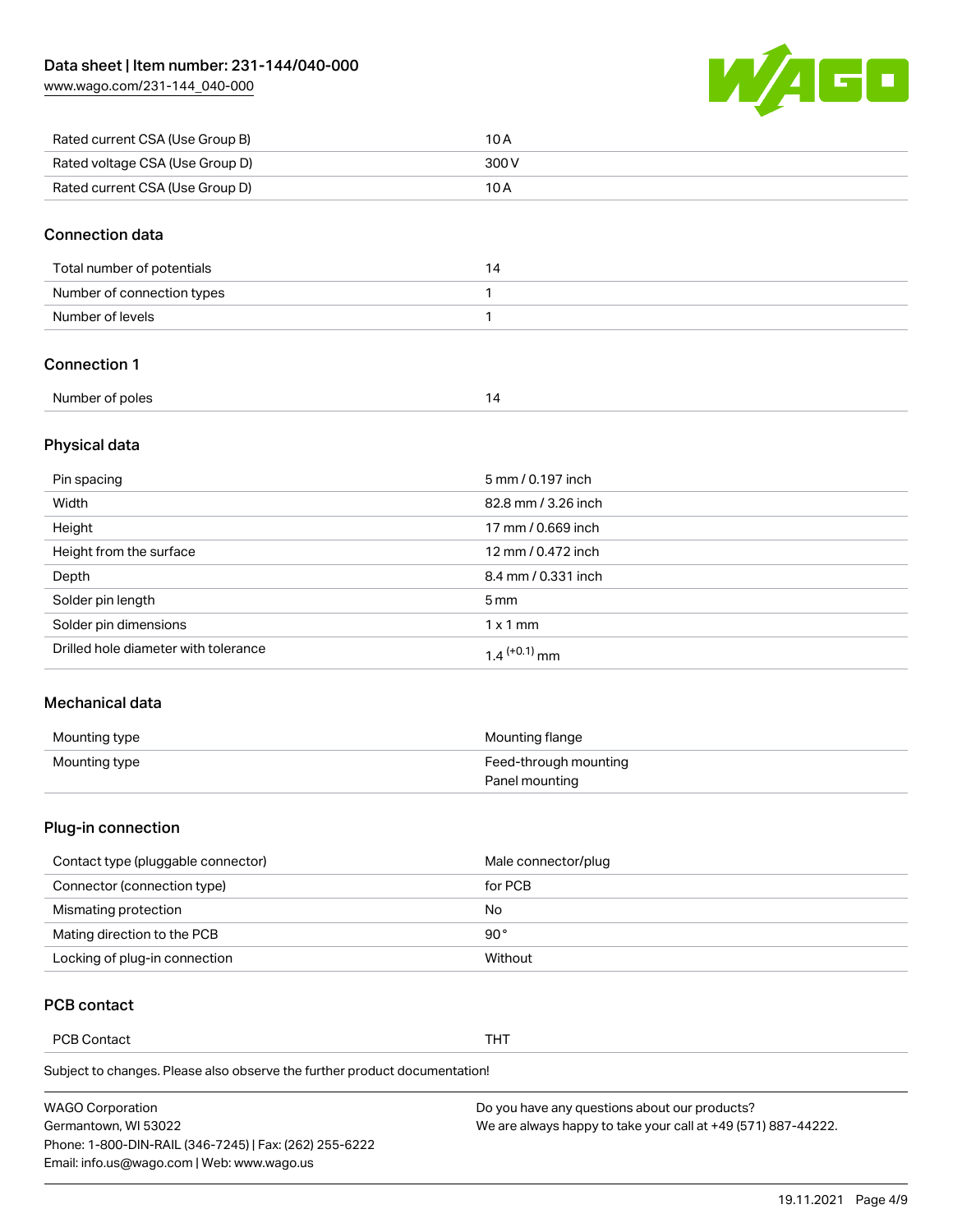| | |
|---|---|
| Rated current CSA (Use Group B) | 10 A |
| Rated voltage CSA (Use Group D) | 300 V |
| Rated current CSA (Use Group D) | 10 A |

## Connection data

| | |
|---|---|
| Total number of potentials | 14 |
| Number of connection types | 1 |
| Number of levels | 1 |

## Connection 1

| | |
|---|---|
| Number of poles | 14 |

## Physical data

| | |
|---|---|
| Pin spacing | 5 mm / 0.197 inch |
| Width | 82.8 mm / 3.26 inch |
| Height | 17 mm / 0.669 inch |
| Height from the surface | 12 mm / 0.472 inch |
| Depth | 8.4 mm / 0.331 inch |
| Solder pin length | 5 mm |
| Solder pin dimensions | 1 x 1 mm |
| Drilled hole diameter with tolerance | $1.4^{(+0.1)}$ mm |

## Mechanical data

| | |
|---|---|
| Mounting type | Mounting flange |
| Mounting type | Feed-through mounting<br>Panel mounting |

## Plug-in connection

| | |
|---|---|
| Contact type (pluggable connector) | Male connector/plug |
| Connector (connection type) | for PCB |
| Mismating protection | No |
| Mating direction to the PCB | 90 ° |
| Locking of plug-in connection | Without |

## PCB contact

| | |
|---|---|
| PCB Contact | THT |

Subject to changes. Please also observe the further product documentation!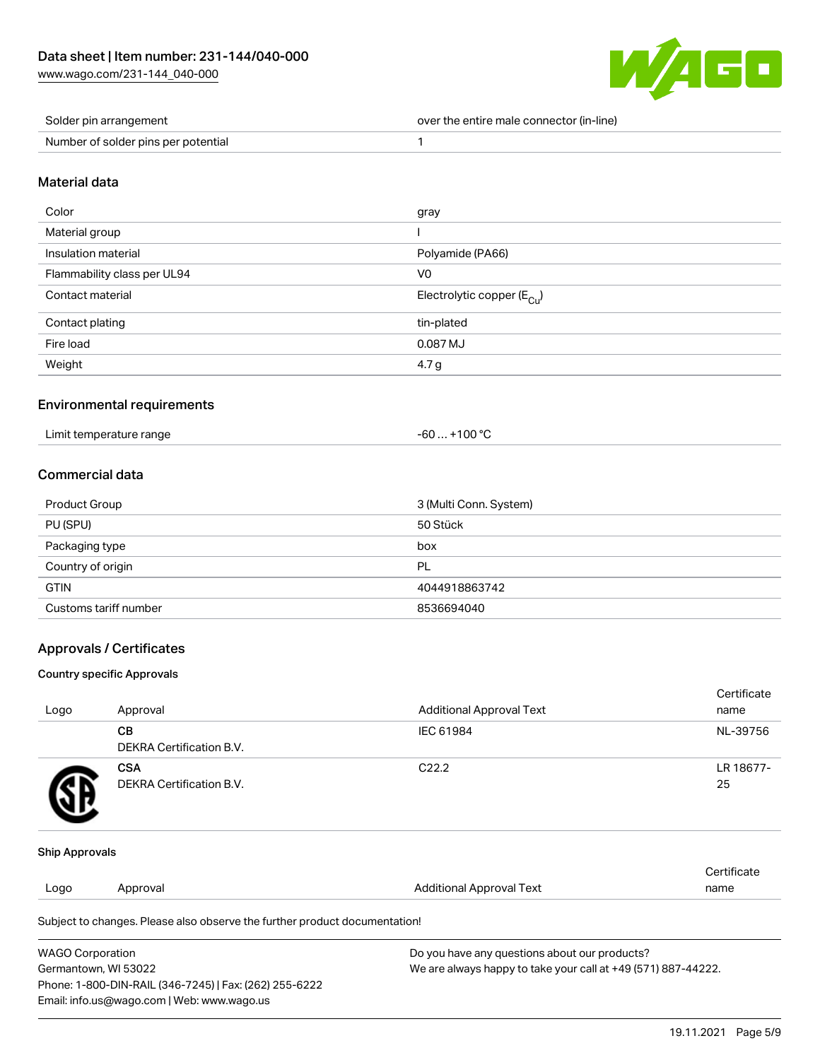| Solder pin arrangement | over the entire male connector (in-line) |
| --- | --- |
| Number of solder pins per potential | 1 |

## Material data

| Color | gray |
| --- | --- |
| Material group | I |
| Insulation material | Polyamide (PA66) |
| Flammability class per UL94 | V0 |
| Contact material | Electrolytic copper ($E_{Cu}$) |
| Contact plating | tin-plated |
| Fire load | 0.087 MJ |
| Weight | 4.7 g |

## Environmental requirements

| Limit temperature range | -60 … +100 °C |
| --- | --- |

## Commercial data

| Product Group | 3 (Multi Conn. System) |
| --- | --- |
| PU (SPU) | 50 Stück |
| Packaging type | box |
| Country of origin | PL |
| GTIN | 4044918863742 |
| Customs tariff number | 8536694040 |

## Approvals / Certificates

### Country specific Approvals

| Logo | Approval | Additional Approval Text | Certificate name |
| --- | --- | --- | --- |
| | **CB**<br>DEKRA Certification B.V. | IEC 61984 | NL-39756 |
| | **CSA**<br>DEKRA Certification B.V. | C22.2 | LR 18677-25 |

### Ship Approvals

| Logo | Approval | Additional Approval Text | Certificate name |
| --- | --- | --- | --- |

Subject to changes. Please also observe the further product documentation!

WAGO Corporation
Germantown, WI 53022
Phone: 1-800-DIN-RAIL (346-7245) | Fax: (262) 255-6222
Email: info.us@wago.com | Web: www.wago.us

Do you have any questions about our products?
We are always happy to take your call at +49 (571) 887-44222.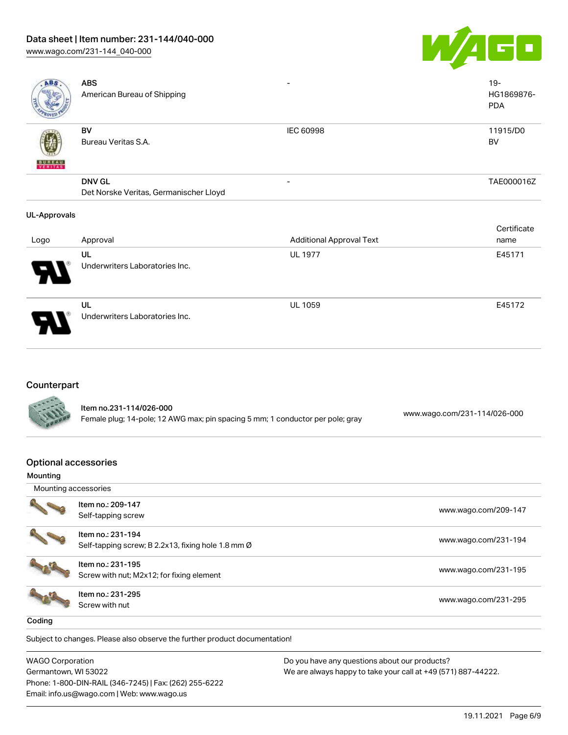| Logo | Approval | Additional Approval Text | Certificate name |
| --- | --- | --- | --- |
| | **ABS**<br>American Bureau of Shipping | - | 19-HG1869876-PDA |
| | **BV**<br>Bureau Veritas S.A. | IEC 60998 | 11915/D0 BV |
| | **DNV GL**<br>Det Norske Veritas, Germanischer Lloyd | - | TAE000016Z |

**UL-Approvals**

| Logo | Approval | Additional Approval Text | Certificate name |
| --- | --- | --- | --- |
| | **UL**<br>Underwriters Laboratories Inc. | UL 1977 | E45171 |
| | **UL**<br>Underwriters Laboratories Inc. | UL 1059 | E45172 |

## Counterpart

| Item | Link |
| --- | --- |
| Item no.231-114/026-000<br>Female plug; 14-pole; 12 AWG max; pin spacing 5 mm; 1 conductor per pole; gray | www.wago.com/231-114/026-000 |

## Optional accessories

**Mounting**

Mounting accessories

| Item | Link |
| --- | --- |
| Item no.: 209-147<br>Self-tapping screw | www.wago.com/209-147 |
| Item no.: 231-194<br>Self-tapping screw; B 2.2x13, fixing hole 1.8 mm Ø | www.wago.com/231-194 |
| Item no.: 231-195<br>Screw with nut; M2x12; for fixing element | www.wago.com/231-195 |
| Item no.: 231-295<br>Screw with nut | www.wago.com/231-295 |

**Coding**

Subject to changes. Please also observe the further product documentation!

WAGO Corporation
Germantown, WI 53022
Phone: 1-800-DIN-RAIL (346-7245) | Fax: (262) 255-6222
Email: info.us@wago.com | Web: www.wago.us

Do you have any questions about our products?
We are always happy to take your call at +49 (571) 887-44222.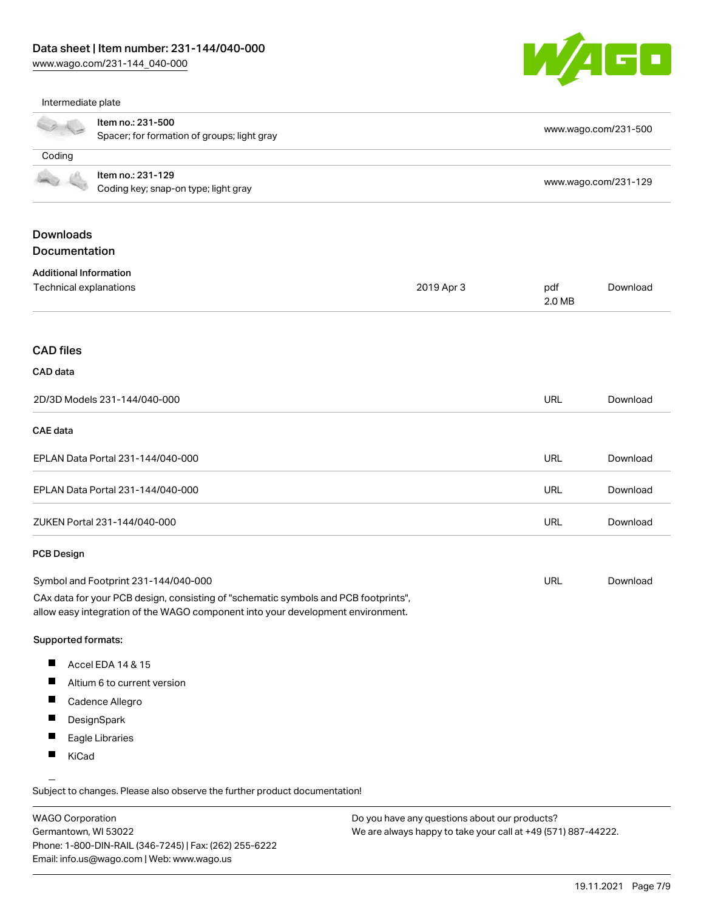Intermediate plate

| | | |
|---|---|---|
| | Item no.: 231-500<br>Spacer; for formation of groups; light gray | www.wago.com/231-500 |

Coding

| | | |
|---|---|---|
| | Item no.: 231-129<br>Coding key; snap-on type; light gray | www.wago.com/231-129 |

## Downloads
## Documentation

**Additional Information**

| | | | |
|---|---|---|---|
| Technical explanations | 2019 Apr 3 | pdf<br>2.0 MB | Download |

## CAD files

**CAD data**

| | | |
|---|---|---|
| 2D/3D Models 231-144/040-000 | URL | Download |

**CAE data**

| | | |
|---|---|---|
| EPLAN Data Portal 231-144/040-000 | URL | Download |
| EPLAN Data Portal 231-144/040-000 | URL | Download |
| ZUKEN Portal 231-144/040-000 | URL | Download |

**PCB Design**

| | | |
|---|---|---|
| Symbol and Footprint 231-144/040-000 | URL | Download |

CAx data for your PCB design, consisting of "schematic symbols and PCB footprints", allow easy integration of the WAGO component into your development environment.

**Supported formats:**

- Accel EDA 14 & 15
- Altium 6 to current version
- Cadence Allegro
- DesignSpark
- Eagle Libraries
- KiCad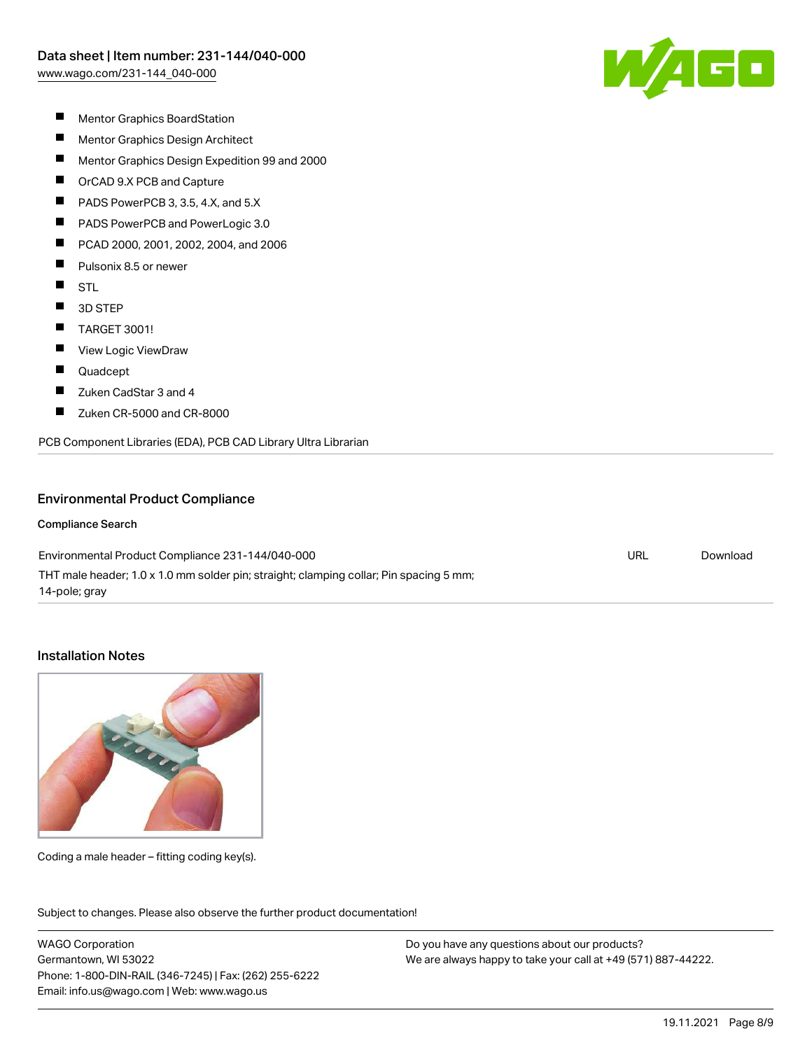- Mentor Graphics BoardStation
- Mentor Graphics Design Architect
- Mentor Graphics Design Expedition 99 and 2000
- OrCAD 9.X PCB and Capture
- PADS PowerPCB 3, 3.5, 4.X, and 5.X
- PADS PowerPCB and PowerLogic 3.0
- PCAD 2000, 2001, 2002, 2004, and 2006
- Pulsonix 8.5 or newer
- STL
- 3D STEP
- TARGET 3001!
- View Logic ViewDraw
- Quadcept
- Zuken CadStar 3 and 4
- Zuken CR-5000 and CR-8000

PCB Component Libraries (EDA), PCB CAD Library Ultra Librarian

## Environmental Product Compliance

### Compliance Search

| | | |
|---|---|---|
| Environmental Product Compliance 231-144/040-000<br>THT male header; 1.0 x 1.0 mm solder pin; straight; clamping collar; Pin spacing 5 mm; 14-pole; gray | URL | Download |

## Installation Notes

Coding a male header – fitting coding key(s).

Subject to changes. Please also observe the further product documentation!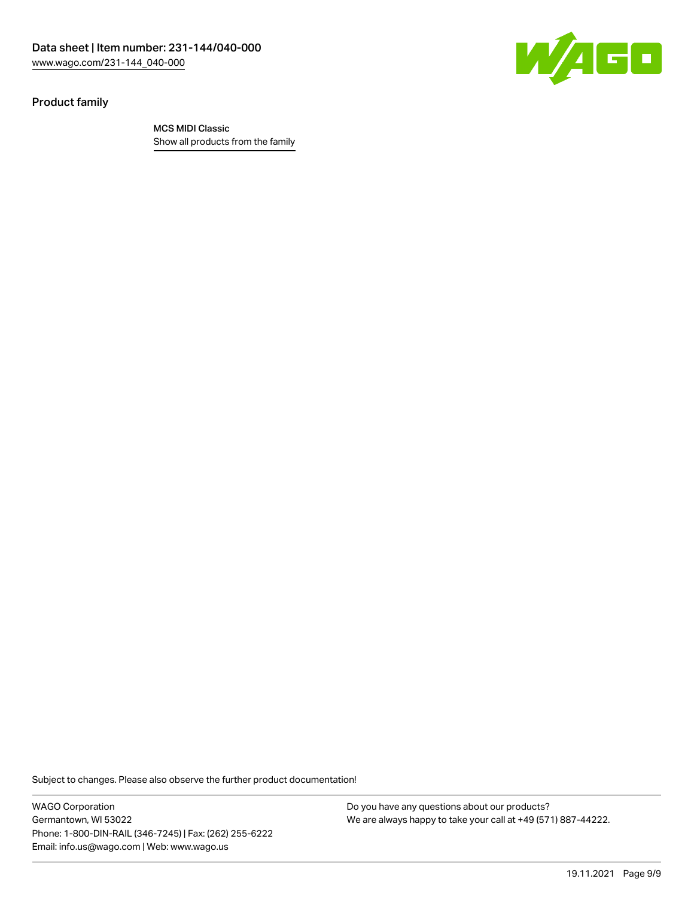## Product family

MCS MIDI Classic
Show all products from the family